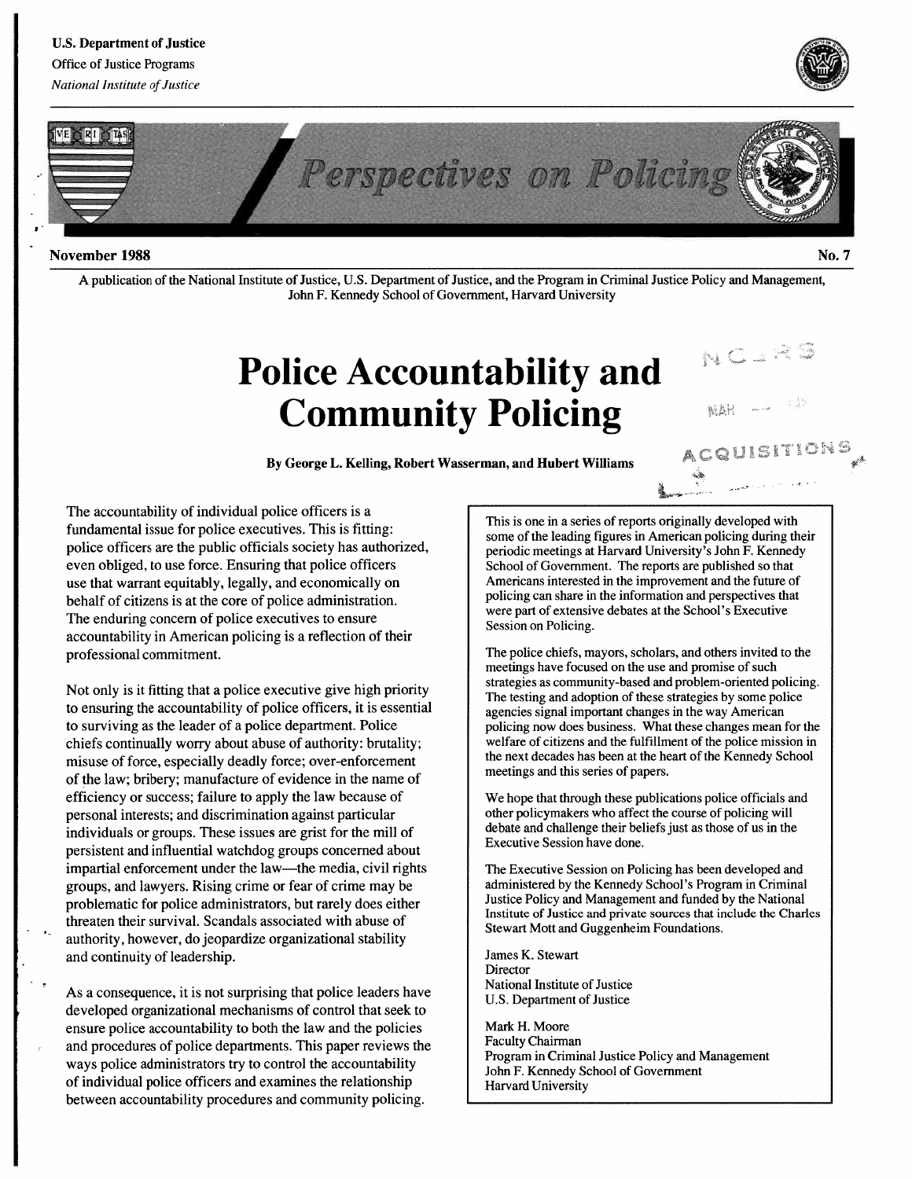U.S. Department of Justice
Office of Justice Programs
*National Institute of Justice*

# Perspectives on Policing

**November 1988** **No. 7**

A publication of the National Institute of Justice, U.S. Department of Justice, and the Program in Criminal Justice Policy and Management, John F. Kennedy School of Government, Harvard University

# Police Accountability and Community Policing

**By George L. Kelling, Robert Wasserman, and Hubert Williams**

The accountability of individual police officers is a fundamental issue for police executives. This is fitting: police officers are the public officials society has authorized, even obliged, to use force. Ensuring that police officers use that warrant equitably, legally, and economically on behalf of citizens is at the core of police administration. The enduring concern of police executives to ensure accountability in American policing is a reflection of their professional commitment.

Not only is it fitting that a police executive give high priority to ensuring the accountability of police officers, it is essential to surviving as the leader of a police department. Police chiefs continually worry about abuse of authority: brutality; misuse of force, especially deadly force; over-enforcement of the law; bribery; manufacture of evidence in the name of efficiency or success; failure to apply the law because of personal interests; and discrimination against particular individuals or groups. These issues are grist for the mill of persistent and influential watchdog groups concerned about impartial enforcement under the law—the media, civil rights groups, and lawyers. Rising crime or fear of crime may be problematic for police administrators, but rarely does either threaten their survival. Scandals associated with abuse of authority, however, do jeopardize organizational stability and continuity of leadership.

As a consequence, it is not surprising that police leaders have developed organizational mechanisms of control that seek to ensure police accountability to both the law and the policies and procedures of police departments. This paper reviews the ways police administrators try to control the accountability of individual police officers and examines the relationship between accountability procedures and community policing.

---

This is one in a series of reports originally developed with some of the leading figures in American policing during their periodic meetings at Harvard University's John F. Kennedy School of Government. The reports are published so that Americans interested in the improvement and the future of policing can share in the information and perspectives that were part of extensive debates at the School's Executive Session on Policing.

The police chiefs, mayors, scholars, and others invited to the meetings have focused on the use and promise of such strategies as community-based and problem-oriented policing. The testing and adoption of these strategies by some police agencies signal important changes in the way American policing now does business. What these changes mean for the welfare of citizens and the fulfillment of the police mission in the next decades has been at the heart of the Kennedy School meetings and this series of papers.

We hope that through these publications police officials and other policymakers who affect the course of policing will debate and challenge their beliefs just as those of us in the Executive Session have done.

The Executive Session on Policing has been developed and administered by the Kennedy School's Program in Criminal Justice Policy and Management and funded by the National Institute of Justice and private sources that include the Charles Stewart Mott and Guggenheim Foundations.

James K. Stewart
Director
National Institute of Justice
U.S. Department of Justice

Mark H. Moore
Faculty Chairman
Program in Criminal Justice Policy and Management
John F. Kennedy School of Government
Harvard University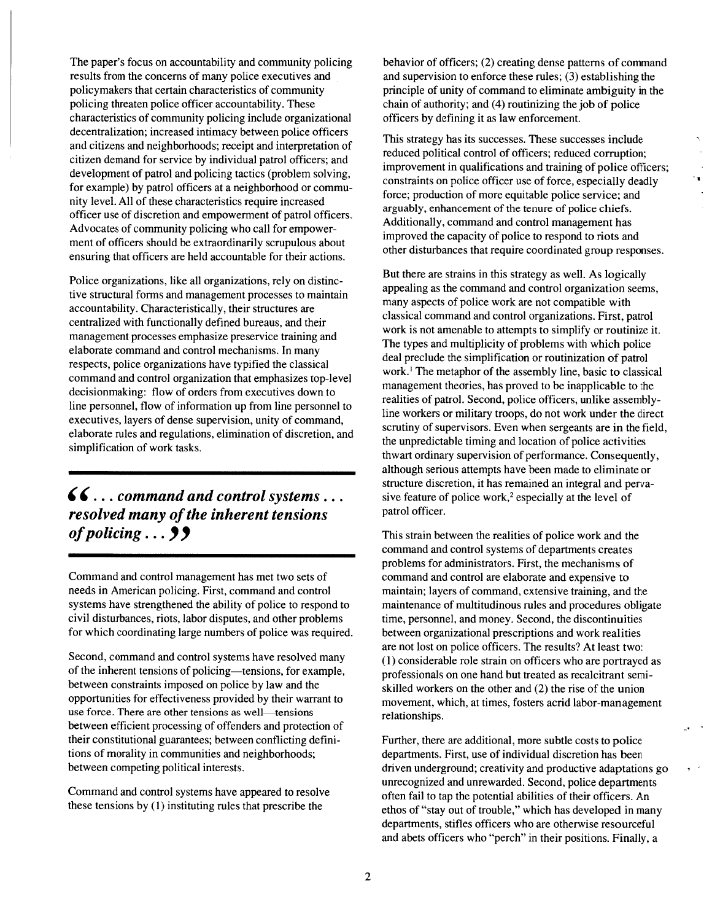The paper's focus on accountability and community policing results from the concerns of many police executives and policymakers that certain characteristics of community policing threaten police officer accountability. These characteristics of community policing include organizational decentralization; increased intimacy between police officers and citizens and neighborhoods; receipt and interpretation of citizen demand for service by individual patrol officers; and development of patrol and policing tactics (problem solving, for example) by patrol officers at a neighborhood or community level. All of these characteristics require increased officer use of discretion and empowerment of patrol officers. Advocates of community policing who call for empowerment of officers should be extraordinarily scrupulous about ensuring that officers are held accountable for their actions.

Police organizations, like all organizations, rely on distinctive structural forms and management processes to maintain accountability. Characteristically, their structures are centralized with functionally defined bureaus, and their management processes emphasize preservice training and elaborate command and control mechanisms. In many respects, police organizations have typified the classical command and control organization that emphasizes top-level decisionmaking: flow of orders from executives down to line personnel, flow of information up from line personnel to executives, layers of dense supervision, unity of command, elaborate rules and regulations, elimination of discretion, and simplification of work tasks.

> ***" . . . command and control systems . . . resolved many of the inherent tensions of policing . . . "***

Command and control management has met two sets of needs in American policing. First, command and control systems have strengthened the ability of police to respond to civil disturbances, riots, labor disputes, and other problems for which coordinating large numbers of police was required.

Second, command and control systems have resolved many of the inherent tensions of policing—tensions, for example, between constraints imposed on police by law and the opportunities for effectiveness provided by their warrant to use force. There are other tensions as well—tensions between efficient processing of offenders and protection of their constitutional guarantees; between conflicting definitions of morality in communities and neighborhoods; between competing political interests.

Command and control systems have appeared to resolve these tensions by (1) instituting rules that prescribe the behavior of officers; (2) creating dense patterns of command and supervision to enforce these rules; (3) establishing the principle of unity of command to eliminate ambiguity in the chain of authority; and (4) routinizing the job of police officers by defining it as law enforcement.

This strategy has its successes. These successes include reduced political control of officers; reduced corruption; improvement in qualifications and training of police officers; constraints on police officer use of force, especially deadly force; production of more equitable police service; and arguably, enhancement of the tenure of police chiefs. Additionally, command and control management has improved the capacity of police to respond to riots and other disturbances that require coordinated group responses.

But there are strains in this strategy as well. As logically appealing as the command and control organization seems, many aspects of police work are not compatible with classical command and control organizations. First, patrol work is not amenable to attempts to simplify or routinize it. The types and multiplicity of problems with which police deal preclude the simplification or routinization of patrol work.[1] The metaphor of the assembly line, basic to classical management theories, has proved to be inapplicable to the realities of patrol. Second, police officers, unlike assembly-line workers or military troops, do not work under the direct scrutiny of supervisors. Even when sergeants are in the field, the unpredictable timing and location of police activities thwart ordinary supervision of performance. Consequently, although serious attempts have been made to eliminate or structure discretion, it has remained an integral and pervasive feature of police work,[2] especially at the level of patrol officer.

This strain between the realities of police work and the command and control systems of departments creates problems for administrators. First, the mechanisms of command and control are elaborate and expensive to maintain; layers of command, extensive training, and the maintenance of multitudinous rules and procedures obligate time, personnel, and money. Second, the discontinuities between organizational prescriptions and work realities are not lost on police officers. The results? At least two: (1) considerable role strain on officers who are portrayed as professionals on one hand but treated as recalcitrant semi-skilled workers on the other and (2) the rise of the union movement, which, at times, fosters acrid labor-management relationships.

Further, there are additional, more subtle costs to police departments. First, use of individual discretion has been driven underground; creativity and productive adaptations go unrecognized and unrewarded. Second, police departments often fail to tap the potential abilities of their officers. An ethos of "stay out of trouble," which has developed in many departments, stifles officers who are otherwise resourceful and abets officers who "perch" in their positions. Finally, a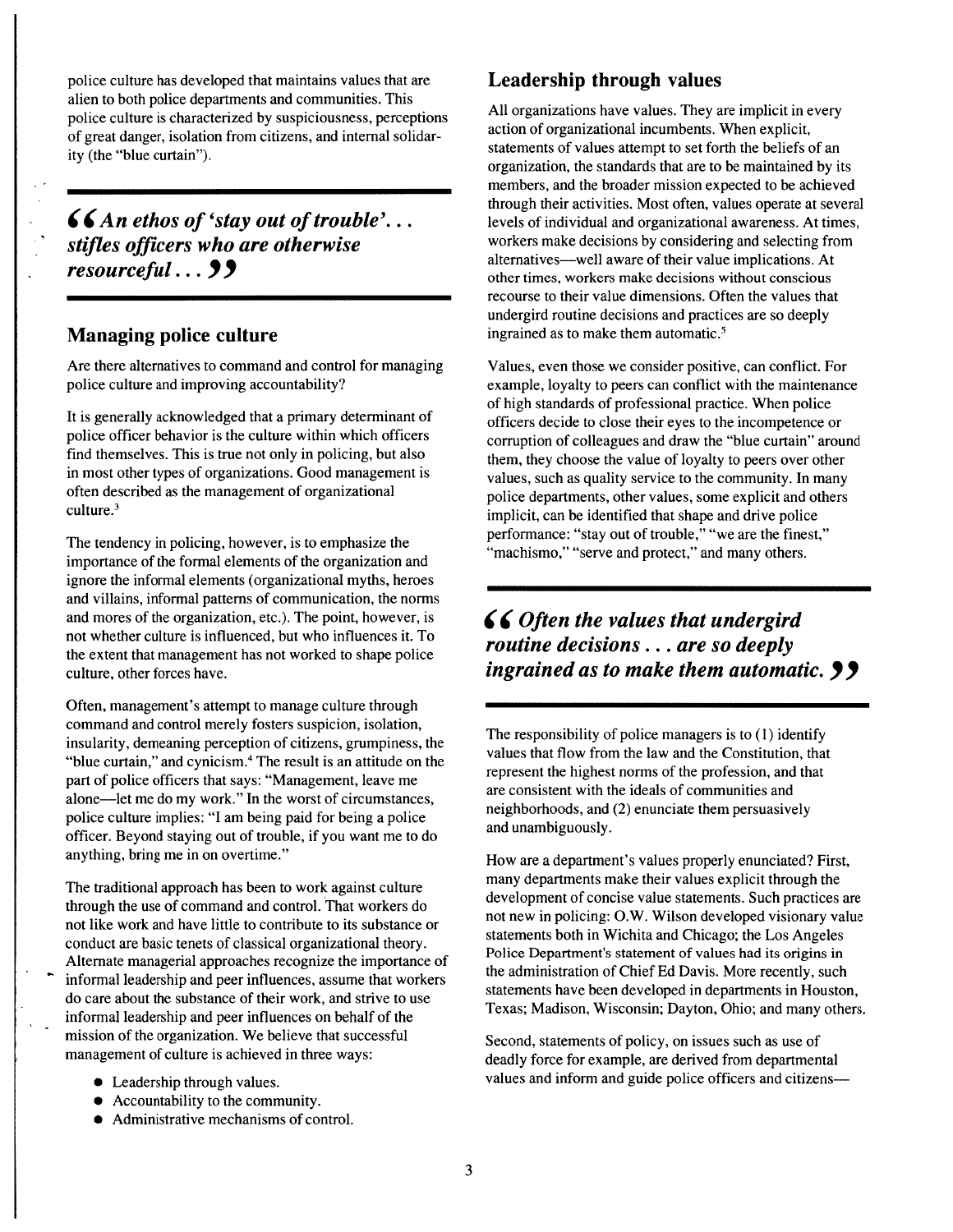police culture has developed that maintains values that are alien to both police departments and communities. This police culture is characterized by suspiciousness, perceptions of great danger, isolation from citizens, and internal solidarity (the "blue curtain").

> ***"An ethos of 'stay out of trouble'... stifles officers who are otherwise resourceful..."***

## Managing police culture

Are there alternatives to command and control for managing police culture and improving accountability?

It is generally acknowledged that a primary determinant of police officer behavior is the culture within which officers find themselves. This is true not only in policing, but also in most other types of organizations. Good management is often described as the management of organizational culture.[3]

The tendency in policing, however, is to emphasize the importance of the formal elements of the organization and ignore the informal elements (organizational myths, heroes and villains, informal patterns of communication, the norms and mores of the organization, etc.). The point, however, is not whether culture is influenced, but who influences it. To the extent that management has not worked to shape police culture, other forces have.

Often, management's attempt to manage culture through command and control merely fosters suspicion, isolation, insularity, demeaning perception of citizens, grumpiness, the "blue curtain," and cynicism.[4] The result is an attitude on the part of police officers that says: "Management, leave me alone—let me do my work." In the worst of circumstances, police culture implies: "I am being paid for being a police officer. Beyond staying out of trouble, if you want me to do anything, bring me in on overtime."

The traditional approach has been to work against culture through the use of command and control. That workers do not like work and have little to contribute to its substance or conduct are basic tenets of classical organizational theory. Alternate managerial approaches recognize the importance of informal leadership and peer influences, assume that workers do care about the substance of their work, and strive to use informal leadership and peer influences on behalf of the mission of the organization. We believe that successful management of culture is achieved in three ways:

- Leadership through values.
- Accountability to the community.
- Administrative mechanisms of control.

## Leadership through values

All organizations have values. They are implicit in every action of organizational incumbents. When explicit, statements of values attempt to set forth the beliefs of an organization, the standards that are to be maintained by its members, and the broader mission expected to be achieved through their activities. Most often, values operate at several levels of individual and organizational awareness. At times, workers make decisions by considering and selecting from alternatives—well aware of their value implications. At other times, workers make decisions without conscious recourse to their value dimensions. Often the values that undergird routine decisions and practices are so deeply ingrained as to make them automatic.[5]

Values, even those we consider positive, can conflict. For example, loyalty to peers can conflict with the maintenance of high standards of professional practice. When police officers decide to close their eyes to the incompetence or corruption of colleagues and draw the "blue curtain" around them, they choose the value of loyalty to peers over other values, such as quality service to the community. In many police departments, other values, some explicit and others implicit, can be identified that shape and drive police performance: "stay out of trouble," "we are the finest," "machismo," "serve and protect," and many others.

> ***"Often the values that undergird routine decisions... are so deeply ingrained as to make them automatic."***

The responsibility of police managers is to (1) identify values that flow from the law and the Constitution, that represent the highest norms of the profession, and that are consistent with the ideals of communities and neighborhoods, and (2) enunciate them persuasively and unambiguously.

How are a department's values properly enunciated? First, many departments make their values explicit through the development of concise value statements. Such practices are not new in policing: O.W. Wilson developed visionary value statements both in Wichita and Chicago; the Los Angeles Police Department's statement of values had its origins in the administration of Chief Ed Davis. More recently, such statements have been developed in departments in Houston, Texas; Madison, Wisconsin; Dayton, Ohio; and many others.

Second, statements of policy, on issues such as use of deadly force for example, are derived from departmental values and inform and guide police officers and citizens—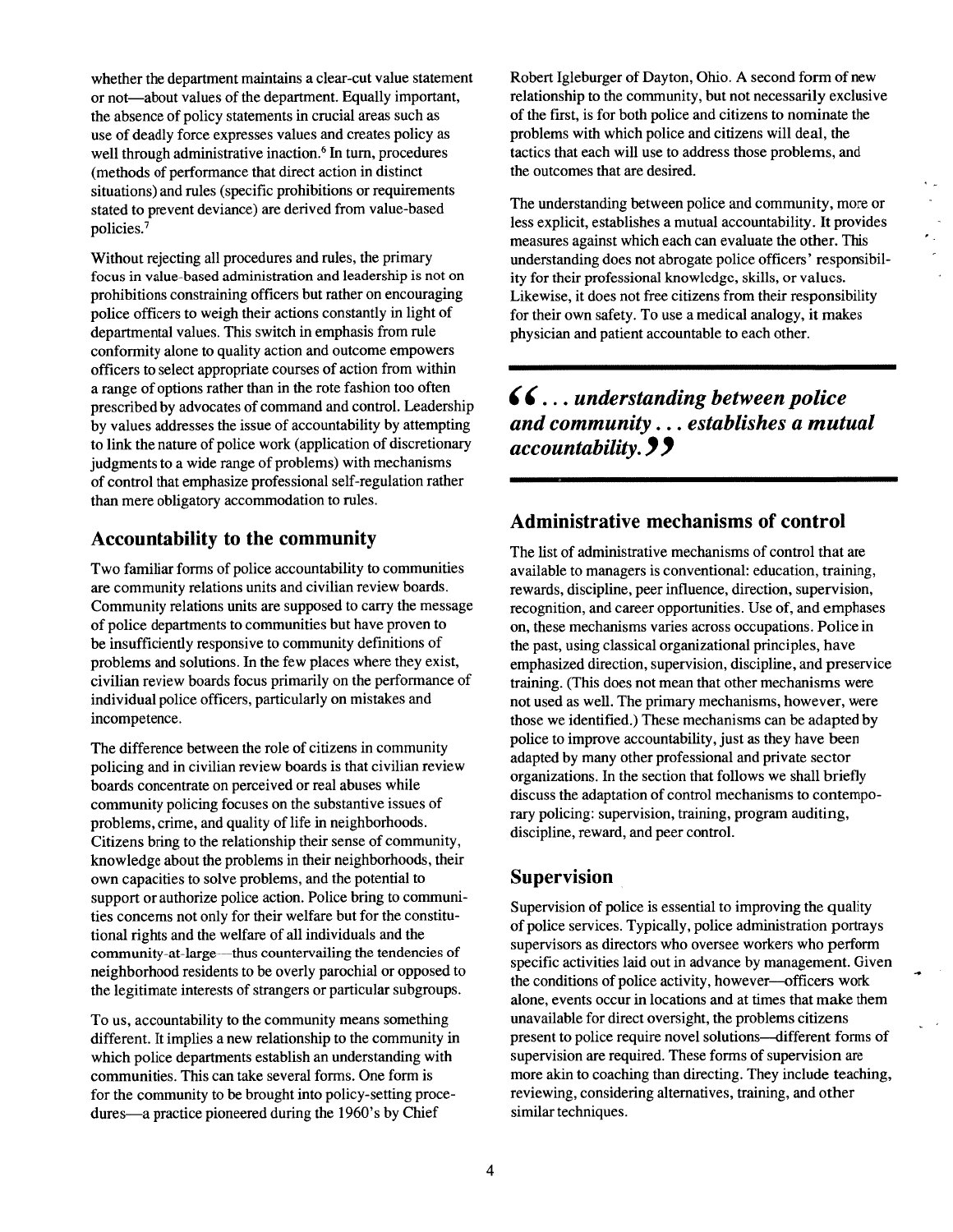whether the department maintains a clear-cut value statement or not—about values of the department. Equally important, the absence of policy statements in crucial areas such as use of deadly force expresses values and creates policy as well through administrative inaction.[6] In turn, procedures (methods of performance that direct action in distinct situations) and rules (specific prohibitions or requirements stated to prevent deviance) are derived from value-based policies.[7]

Without rejecting all procedures and rules, the primary focus in value-based administration and leadership is not on prohibitions constraining officers but rather on encouraging police officers to weigh their actions constantly in light of departmental values. This switch in emphasis from rule conformity alone to quality action and outcome empowers officers to select appropriate courses of action from within a range of options rather than in the rote fashion too often prescribed by advocates of command and control. Leadership by values addresses the issue of accountability by attempting to link the nature of police work (application of discretionary judgments to a wide range of problems) with mechanisms of control that emphasize professional self-regulation rather than mere obligatory accommodation to rules.

## Accountability to the community

Two familiar forms of police accountability to communities are community relations units and civilian review boards. Community relations units are supposed to carry the message of police departments to communities but have proven to be insufficiently responsive to community definitions of problems and solutions. In the few places where they exist, civilian review boards focus primarily on the performance of individual police officers, particularly on mistakes and incompetence.

The difference between the role of citizens in community policing and in civilian review boards is that civilian review boards concentrate on perceived or real abuses while community policing focuses on the substantive issues of problems, crime, and quality of life in neighborhoods. Citizens bring to the relationship their sense of community, knowledge about the problems in their neighborhoods, their own capacities to solve problems, and the potential to support or authorize police action. Police bring to communities concerns not only for their welfare but for the constitutional rights and the welfare of all individuals and the community-at-large—thus countervailing the tendencies of neighborhood residents to be overly parochial or opposed to the legitimate interests of strangers or particular subgroups.

To us, accountability to the community means something different. It implies a new relationship to the community in which police departments establish an understanding with communities. This can take several forms. One form is for the community to be brought into policy-setting procedures—a practice pioneered during the 1960's by Chief Robert Igleburger of Dayton, Ohio. A second form of new relationship to the community, but not necessarily exclusive of the first, is for both police and citizens to nominate the problems with which police and citizens will deal, the tactics that each will use to address those problems, and the outcomes that are desired.

The understanding between police and community, more or less explicit, establishes a mutual accountability. It provides measures against which each can evaluate the other. This understanding does not abrogate police officers' responsibility for their professional knowledge, skills, or values. Likewise, it does not free citizens from their responsibility for their own safety. To use a medical analogy, it makes physician and patient accountable to each other.

> ***"... understanding between police and community ... establishes a mutual accountability."***

## Administrative mechanisms of control

The list of administrative mechanisms of control that are available to managers is conventional: education, training, rewards, discipline, peer influence, direction, supervision, recognition, and career opportunities. Use of, and emphases on, these mechanisms varies across occupations. Police in the past, using classical organizational principles, have emphasized direction, supervision, discipline, and preservice training. (This does not mean that other mechanisms were not used as well. The primary mechanisms, however, were those we identified.) These mechanisms can be adapted by police to improve accountability, just as they have been adapted by many other professional and private sector organizations. In the section that follows we shall briefly discuss the adaptation of control mechanisms to contemporary policing: supervision, training, program auditing, discipline, reward, and peer control.

## Supervision

Supervision of police is essential to improving the quality of police services. Typically, police administration portrays supervisors as directors who oversee workers who perform specific activities laid out in advance by management. Given the conditions of police activity, however—officers work alone, events occur in locations and at times that make them unavailable for direct oversight, the problems citizens present to police require novel solutions—different forms of supervision are required. These forms of supervision are more akin to coaching than directing. They include teaching, reviewing, considering alternatives, training, and other similar techniques.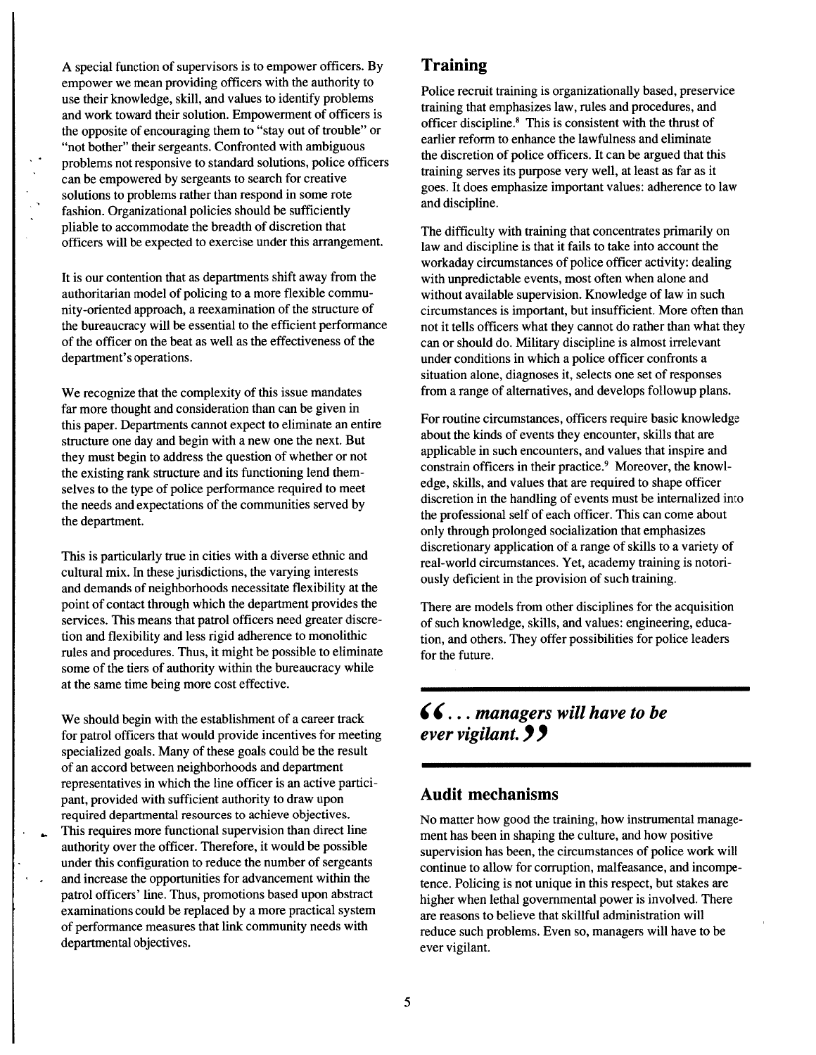A special function of supervisors is to empower officers. By empower we mean providing officers with the authority to use their knowledge, skill, and values to identify problems and work toward their solution. Empowerment of officers is the opposite of encouraging them to "stay out of trouble" or "not bother" their sergeants. Confronted with ambiguous problems not responsive to standard solutions, police officers can be empowered by sergeants to search for creative solutions to problems rather than respond in some rote fashion. Organizational policies should be sufficiently pliable to accommodate the breadth of discretion that officers will be expected to exercise under this arrangement.

It is our contention that as departments shift away from the authoritarian model of policing to a more flexible community-oriented approach, a reexamination of the structure of the bureaucracy will be essential to the efficient performance of the officer on the beat as well as the effectiveness of the department's operations.

We recognize that the complexity of this issue mandates far more thought and consideration than can be given in this paper. Departments cannot expect to eliminate an entire structure one day and begin with a new one the next. But they must begin to address the question of whether or not the existing rank structure and its functioning lend themselves to the type of police performance required to meet the needs and expectations of the communities served by the department.

This is particularly true in cities with a diverse ethnic and cultural mix. In these jurisdictions, the varying interests and demands of neighborhoods necessitate flexibility at the point of contact through which the department provides the services. This means that patrol officers need greater discretion and flexibility and less rigid adherence to monolithic rules and procedures. Thus, it might be possible to eliminate some of the tiers of authority within the bureaucracy while at the same time being more cost effective.

We should begin with the establishment of a career track for patrol officers that would provide incentives for meeting specialized goals. Many of these goals could be the result of an accord between neighborhoods and department representatives in which the line officer is an active participant, provided with sufficient authority to draw upon required departmental resources to achieve objectives. This requires more functional supervision than direct line authority over the officer. Therefore, it would be possible under this configuration to reduce the number of sergeants and increase the opportunities for advancement within the patrol officers' line. Thus, promotions based upon abstract examinations could be replaced by a more practical system of performance measures that link community needs with departmental objectives.

## Training

Police recruit training is organizationally based, preservice training that emphasizes law, rules and procedures, and officer discipline.[8] This is consistent with the thrust of earlier reform to enhance the lawfulness and eliminate the discretion of police officers. It can be argued that this training serves its purpose very well, at least as far as it goes. It does emphasize important values: adherence to law and discipline.

The difficulty with training that concentrates primarily on law and discipline is that it fails to take into account the workaday circumstances of police officer activity: dealing with unpredictable events, most often when alone and without available supervision. Knowledge of law in such circumstances is important, but insufficient. More often than not it tells officers what they cannot do rather than what they can or should do. Military discipline is almost irrelevant under conditions in which a police officer confronts a situation alone, diagnoses it, selects one set of responses from a range of alternatives, and develops followup plans.

For routine circumstances, officers require basic knowledge about the kinds of events they encounter, skills that are applicable in such encounters, and values that inspire and constrain officers in their practice.[9] Moreover, the knowledge, skills, and values that are required to shape officer discretion in the handling of events must be internalized into the professional self of each officer. This can come about only through prolonged socialization that emphasizes discretionary application of a range of skills to a variety of real-world circumstances. Yet, academy training is notoriously deficient in the provision of such training.

There are models from other disciplines for the acquisition of such knowledge, skills, and values: engineering, education, and others. They offer possibilities for police leaders for the future.

***"... managers will have to be ever vigilant."***

## Audit mechanisms

No matter how good the training, how instrumental management has been in shaping the culture, and how positive supervision has been, the circumstances of police work will continue to allow for corruption, malfeasance, and incompetence. Policing is not unique in this respect, but stakes are higher when lethal governmental power is involved. There are reasons to believe that skillful administration will reduce such problems. Even so, managers will have to be ever vigilant.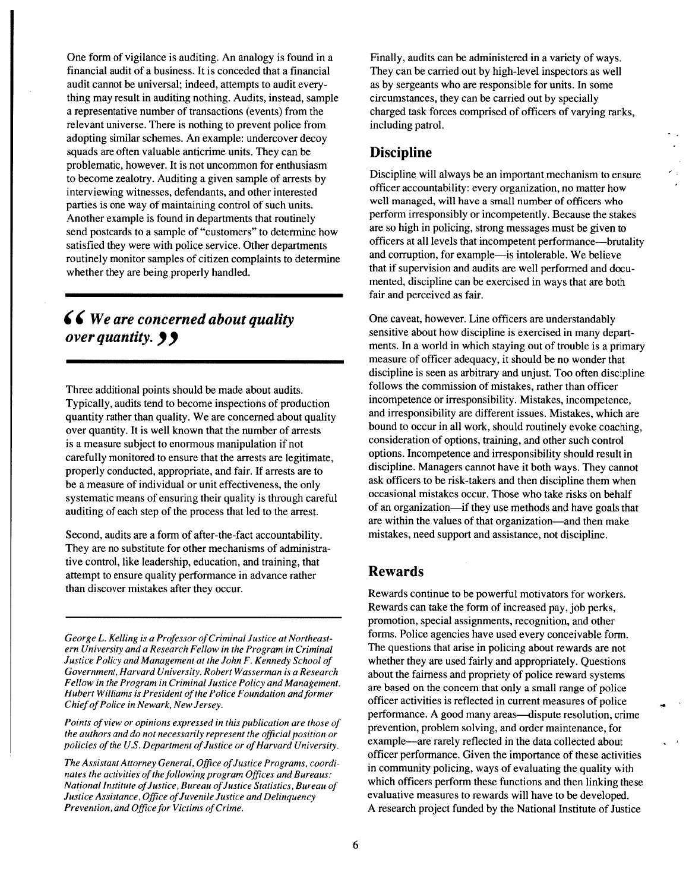One form of vigilance is auditing. An analogy is found in a financial audit of a business. It is conceded that a financial audit cannot be universal; indeed, attempts to audit everything may result in auditing nothing. Audits, instead, sample a representative number of transactions (events) from the relevant universe. There is nothing to prevent police from adopting similar schemes. An example: undercover decoy squads are often valuable anticrime units. They can be problematic, however. It is not uncommon for enthusiasm to become zealotry. Auditing a given sample of arrests by interviewing witnesses, defendants, and other interested parties is one way of maintaining control of such units. Another example is found in departments that routinely send postcards to a sample of "customers" to determine how satisfied they were with police service. Other departments routinely monitor samples of citizen complaints to determine whether they are being properly handled.

> ***"We are concerned about quality over quantity."***

Three additional points should be made about audits. Typically, audits tend to become inspections of production quantity rather than quality. We are concerned about quality over quantity. It is well known that the number of arrests is a measure subject to enormous manipulation if not carefully monitored to ensure that the arrests are legitimate, properly conducted, appropriate, and fair. If arrests are to be a measure of individual or unit effectiveness, the only systematic means of ensuring their quality is through careful auditing of each step of the process that led to the arrest.

Second, audits are a form of after-the-fact accountability. They are no substitute for other mechanisms of administrative control, like leadership, education, and training, that attempt to ensure quality performance in advance rather than discover mistakes after they occur.

Finally, audits can be administered in a variety of ways. They can be carried out by high-level inspectors as well as by sergeants who are responsible for units. In some circumstances, they can be carried out by specially charged task forces comprised of officers of varying ranks, including patrol.

## Discipline

Discipline will always be an important mechanism to ensure officer accountability: every organization, no matter how well managed, will have a small number of officers who perform irresponsibly or incompetently. Because the stakes are so high in policing, strong messages must be given to officers at all levels that incompetent performance—brutality and corruption, for example—is intolerable. We believe that if supervision and audits are well performed and documented, discipline can be exercised in ways that are both fair and perceived as fair.

One caveat, however. Line officers are understandably sensitive about how discipline is exercised in many departments. In a world in which staying out of trouble is a primary measure of officer adequacy, it should be no wonder that discipline is seen as arbitrary and unjust. Too often discipline follows the commission of mistakes, rather than officer incompetence or irresponsibility. Mistakes, incompetence, and irresponsibility are different issues. Mistakes, which are bound to occur in all work, should routinely evoke coaching, consideration of options, training, and other such control options. Incompetence and irresponsibility should result in discipline. Managers cannot have it both ways. They cannot ask officers to be risk-takers and then discipline them when occasional mistakes occur. Those who take risks on behalf of an organization—if they use methods and have goals that are within the values of that organization—and then make mistakes, need support and assistance, not discipline.

## Rewards

Rewards continue to be powerful motivators for workers. Rewards can take the form of increased pay, job perks, promotion, special assignments, recognition, and other forms. Police agencies have used every conceivable form. The questions that arise in policing about rewards are not whether they are used fairly and appropriately. Questions about the fairness and propriety of police reward systems are based on the concern that only a small range of police officer activities is reflected in current measures of police performance. A good many areas—dispute resolution, crime prevention, problem solving, and order maintenance, for example—are rarely reflected in the data collected about officer performance. Given the importance of these activities in community policing, ways of evaluating the quality with which officers perform these functions and then linking these evaluative measures to rewards will have to be developed. A research project funded by the National Institute of Justice

---

*George L. Kelling is a Professor of Criminal Justice at Northeastern University and a Research Fellow in the Program in Criminal Justice Policy and Management at the John F. Kennedy School of Government, Harvard University. Robert Wasserman is a Research Fellow in the Program in Criminal Justice Policy and Management. Hubert Williams is President of the Police Foundation and former Chief of Police in Newark, New Jersey.*

*Points of view or opinions expressed in this publication are those of the authors and do not necessarily represent the official position or policies of the U.S. Department of Justice or of Harvard University.*

*The Assistant Attorney General, Office of Justice Programs, coordinates the activities of the following program Offices and Bureaus: National Institute of Justice, Bureau of Justice Statistics, Bureau of Justice Assistance, Office of Juvenile Justice and Delinquency Prevention, and Office for Victims of Crime.*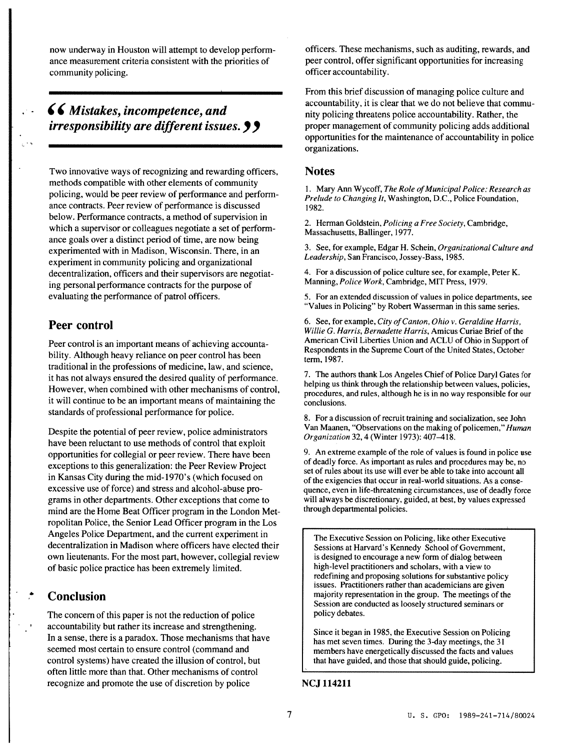now underway in Houston will attempt to develop performance measurement criteria consistent with the priorities of community policing.

> ***"Mistakes, incompetence, and irresponsibility are different issues."***

Two innovative ways of recognizing and rewarding officers, methods compatible with other elements of community policing, would be peer review of performance and performance contracts. Peer review of performance is discussed below. Performance contracts, a method of supervision in which a supervisor or colleagues negotiate a set of performance goals over a distinct period of time, are now being experimented with in Madison, Wisconsin. There, in an experiment in community policing and organizational decentralization, officers and their supervisors are negotiating personal performance contracts for the purpose of evaluating the performance of patrol officers.

## Peer control

Peer control is an important means of achieving accountability. Although heavy reliance on peer control has been traditional in the professions of medicine, law, and science, it has not always ensured the desired quality of performance. However, when combined with other mechanisms of control, it will continue to be an important means of maintaining the standards of professional performance for police.

Despite the potential of peer review, police administrators have been reluctant to use methods of control that exploit opportunities for collegial or peer review. There have been exceptions to this generalization: the Peer Review Project in Kansas City during the mid-1970's (which focused on excessive use of force) and stress and alcohol-abuse programs in other departments. Other exceptions that come to mind are the Home Beat Officer program in the London Metropolitan Police, the Senior Lead Officer program in the Los Angeles Police Department, and the current experiment in decentralization in Madison where officers have elected their own lieutenants. For the most part, however, collegial review of basic police practice has been extremely limited.

## Conclusion

The concern of this paper is not the reduction of police accountability but rather its increase and strengthening. In a sense, there is a paradox. Those mechanisms that have seemed most certain to ensure control (command and control systems) have created the illusion of control, but often little more than that. Other mechanisms of control recognize and promote the use of discretion by police officers. These mechanisms, such as auditing, rewards, and peer control, offer significant opportunities for increasing officer accountability.

From this brief discussion of managing police culture and accountability, it is clear that we do not believe that community policing threatens police accountability. Rather, the proper management of community policing adds additional opportunities for the maintenance of accountability in police organizations.

## Notes

1. Mary Ann Wycoff, *The Role of Municipal Police: Research as Prelude to Changing It*, Washington, D.C., Police Foundation, 1982.

2. Herman Goldstein, *Policing a Free Society*, Cambridge, Massachusetts, Ballinger, 1977.

3. See, for example, Edgar H. Schein, *Organizational Culture and Leadership*, San Francisco, Jossey-Bass, 1985.

4. For a discussion of police culture see, for example, Peter K. Manning, *Police Work*, Cambridge, MIT Press, 1979.

5. For an extended discussion of values in police departments, see "Values in Policing" by Robert Wasserman in this same series.

6. See, for example, *City of Canton, Ohio v. Geraldine Harris, Willie G. Harris, Bernadette Harris*, Amicus Curiae Brief of the American Civil Liberties Union and ACLU of Ohio in Support of Respondents in the Supreme Court of the United States, October term, 1987.

7. The authors thank Los Angeles Chief of Police Daryl Gates for helping us think through the relationship between values, policies, procedures, and rules, although he is in no way responsible for our conclusions.

8. For a discussion of recruit training and socialization, see John Van Maanen, "Observations on the making of policemen," *Human Organization* 32, 4 (Winter 1973): 407–418.

9. An extreme example of the role of values is found in police use of deadly force. As important as rules and procedures may be, no set of rules about its use will ever be able to take into account all of the exigencies that occur in real-world situations. As a consequence, even in life-threatening circumstances, use of deadly force will always be discretionary, guided, at best, by values expressed through departmental policies.

---

The Executive Session on Policing, like other Executive Sessions at Harvard's Kennedy School of Government, is designed to encourage a new form of dialog between high-level practitioners and scholars, with a view to redefining and proposing solutions for substantive policy issues. Practitioners rather than academicians are given majority representation in the group. The meetings of the Session are conducted as loosely structured seminars or policy debates.

Since it began in 1985, the Executive Session on Policing has met seven times. During the 3-day meetings, the 31 members have energetically discussed the facts and values that have guided, and those that should guide, policing.

---

**NCJ 114211**

U. S. GPO: 1989-241-714/80024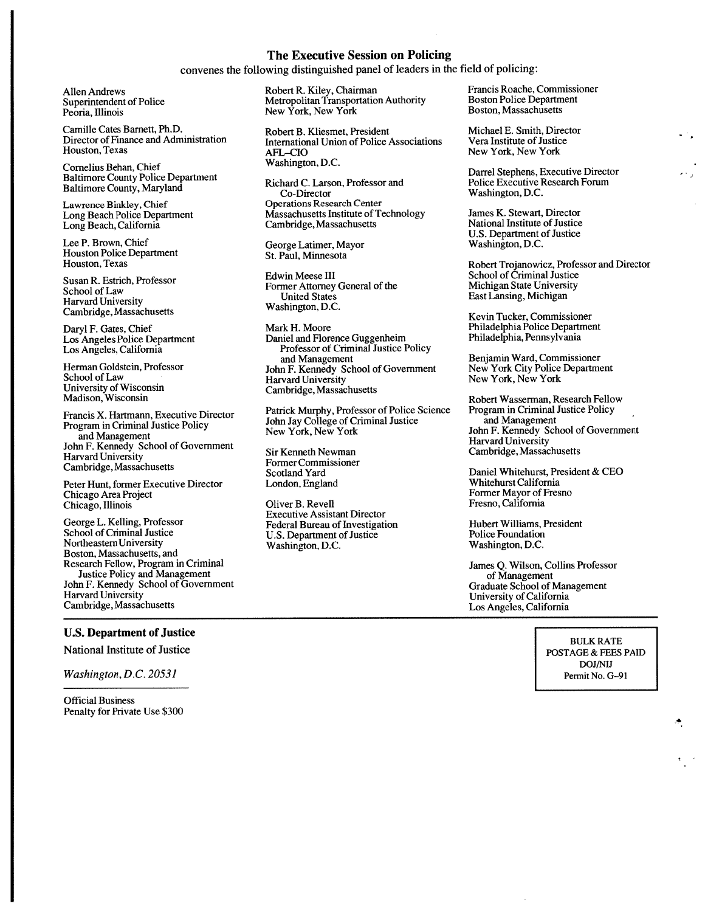## The Executive Session on Policing

convenes the following distinguished panel of leaders in the field of policing:

Allen Andrews
Superintendent of Police
Peoria, Illinois

Camille Cates Barnett, Ph.D.
Director of Finance and Administration
Houston, Texas

Cornelius Behan, Chief
Baltimore County Police Department
Baltimore County, Maryland

Lawrence Binkley, Chief
Long Beach Police Department
Long Beach, California

Lee P. Brown, Chief
Houston Police Department
Houston, Texas

Susan R. Estrich, Professor
School of Law
Harvard University
Cambridge, Massachusetts

Daryl F. Gates, Chief
Los Angeles Police Department
Los Angeles, California

Herman Goldstein, Professor
School of Law
University of Wisconsin
Madison, Wisconsin

Francis X. Hartmann, Executive Director
Program in Criminal Justice Policy and Management
John F. Kennedy School of Government
Harvard University
Cambridge, Massachusetts

Peter Hunt, former Executive Director
Chicago Area Project
Chicago, Illinois

George L. Kelling, Professor
School of Criminal Justice
Northeastern University
Boston, Massachusetts, and
Research Fellow, Program in Criminal Justice Policy and Management
John F. Kennedy School of Government
Harvard University
Cambridge, Massachusetts

Robert R. Kiley, Chairman
Metropolitan Transportation Authority
New York, New York

Robert B. Kliesmet, President
International Union of Police Associations
AFL–CIO
Washington, D.C.

Richard C. Larson, Professor and Co-Director
Operations Research Center
Massachusetts Institute of Technology
Cambridge, Massachusetts

George Latimer, Mayor
St. Paul, Minnesota

Edwin Meese III
Former Attorney General of the United States
Washington, D.C.

Mark H. Moore
Daniel and Florence Guggenheim Professor of Criminal Justice Policy and Management
John F. Kennedy School of Government
Harvard University
Cambridge, Massachusetts

Patrick Murphy, Professor of Police Science
John Jay College of Criminal Justice
New York, New York

Sir Kenneth Newman
Former Commissioner
Scotland Yard
London, England

Oliver B. Revell
Executive Assistant Director
Federal Bureau of Investigation
U.S. Department of Justice
Washington, D.C.

Francis Roache, Commissioner
Boston Police Department
Boston, Massachusetts

Michael E. Smith, Director
Vera Institute of Justice
New York, New York

Darrel Stephens, Executive Director
Police Executive Research Forum
Washington, D.C.

James K. Stewart, Director
National Institute of Justice
U.S. Department of Justice
Washington, D.C.

Robert Trojanowicz, Professor and Director
School of Criminal Justice
Michigan State University
East Lansing, Michigan

Kevin Tucker, Commissioner
Philadelphia Police Department
Philadelphia, Pennsylvania

Benjamin Ward, Commissioner
New York City Police Department
New York, New York

Robert Wasserman, Research Fellow
Program in Criminal Justice Policy and Management
John F. Kennedy School of Government
Harvard University
Cambridge, Massachusetts

Daniel Whitehurst, President & CEO
Whitehurst California
Former Mayor of Fresno
Fresno, California

Hubert Williams, President
Police Foundation
Washington, D.C.

James Q. Wilson, Collins Professor of Management
Graduate School of Management
University of California
Los Angeles, California

---

**U.S. Department of Justice**

National Institute of Justice

*Washington, D.C. 20531*

Official Business
Penalty for Private Use $300

BULK RATE
POSTAGE & FEES PAID
DOJ/NIJ
Permit No. G–91